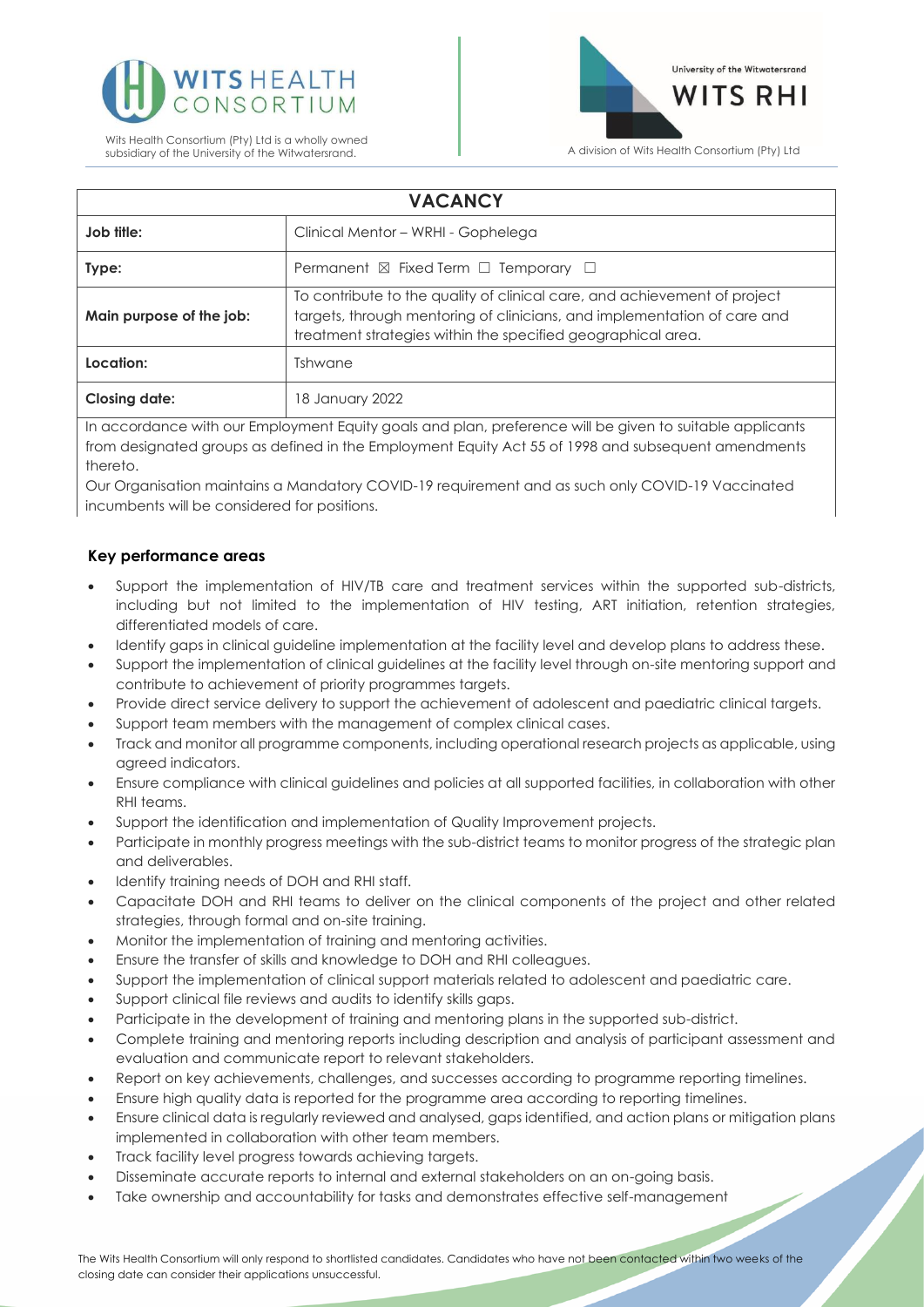**WITS HEALTH CONSORTIUM**

Wits Health Consortium (Pty) Ltd is a wholly owned subsidiary of the University of the Witwatersrand.

**University of the Witwatersrand WITS RHI**

A division of Wits Health Consortium (Pty) Ltd

| **VACANCY** | |
|---|---|
| **Job title:** | Clinical Mentor – WRHI - Gophelega |
| **Type:** | Permanent ☒ Fixed Term ☐ Temporary ☐ |
| **Main purpose of the job:** | To contribute to the quality of clinical care, and achievement of project targets, through mentoring of clinicians, and implementation of care and treatment strategies within the specified geographical area. |
| **Location:** | Tshwane |
| **Closing date:** | 18 January 2022 |

In accordance with our Employment Equity goals and plan, preference will be given to suitable applicants from designated groups as defined in the Employment Equity Act 55 of 1998 and subsequent amendments thereto.

Our Organisation maintains a Mandatory COVID-19 requirement and as such only COVID-19 Vaccinated incumbents will be considered for positions.

### Key performance areas

- Support the implementation of HIV/TB care and treatment services within the supported sub-districts, including but not limited to the implementation of HIV testing, ART initiation, retention strategies, differentiated models of care.
- Identify gaps in clinical guideline implementation at the facility level and develop plans to address these.
- Support the implementation of clinical guidelines at the facility level through on-site mentoring support and contribute to achievement of priority programmes targets.
- Provide direct service delivery to support the achievement of adolescent and paediatric clinical targets.
- Support team members with the management of complex clinical cases.
- Track and monitor all programme components, including operational research projects as applicable, using agreed indicators.
- Ensure compliance with clinical guidelines and policies at all supported facilities, in collaboration with other RHI teams.
- Support the identification and implementation of Quality Improvement projects.
- Participate in monthly progress meetings with the sub-district teams to monitor progress of the strategic plan and deliverables.
- Identify training needs of DOH and RHI staff.
- Capacitate DOH and RHI teams to deliver on the clinical components of the project and other related strategies, through formal and on-site training.
- Monitor the implementation of training and mentoring activities.
- Ensure the transfer of skills and knowledge to DOH and RHI colleagues.
- Support the implementation of clinical support materials related to adolescent and paediatric care.
- Support clinical file reviews and audits to identify skills gaps.
- Participate in the development of training and mentoring plans in the supported sub-district.
- Complete training and mentoring reports including description and analysis of participant assessment and evaluation and communicate report to relevant stakeholders.
- Report on key achievements, challenges, and successes according to programme reporting timelines.
- Ensure high quality data is reported for the programme area according to reporting timelines.
- Ensure clinical data is regularly reviewed and analysed, gaps identified, and action plans or mitigation plans implemented in collaboration with other team members.
- Track facility level progress towards achieving targets.
- Disseminate accurate reports to internal and external stakeholders on an on-going basis.
- Take ownership and accountability for tasks and demonstrates effective self-management

The Wits Health Consortium will only respond to shortlisted candidates. Candidates who have not been contacted within two weeks of the closing date can consider their applications unsuccessful.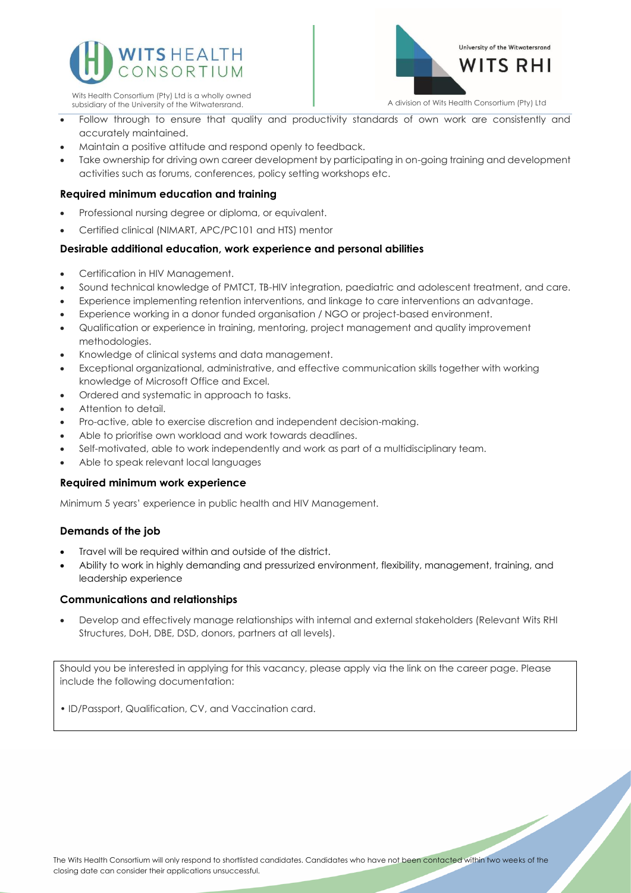- Follow through to ensure that quality and productivity standards of own work are consistently and accurately maintained.
- Maintain a positive attitude and respond openly to feedback.
- Take ownership for driving own career development by participating in on-going training and development activities such as forums, conferences, policy setting workshops etc.

**Required minimum education and training**

- Professional nursing degree or diploma, or equivalent.
- Certified clinical (NIMART, APC/PC101 and HTS) mentor

**Desirable additional education, work experience and personal abilities**

- Certification in HIV Management.
- Sound technical knowledge of PMTCT, TB-HIV integration, paediatric and adolescent treatment, and care.
- Experience implementing retention interventions, and linkage to care interventions an advantage.
- Experience working in a donor funded organisation / NGO or project-based environment.
- Qualification or experience in training, mentoring, project management and quality improvement methodologies.
- Knowledge of clinical systems and data management.
- Exceptional organizational, administrative, and effective communication skills together with working knowledge of Microsoft Office and Excel.
- Ordered and systematic in approach to tasks.
- Attention to detail.
- Pro-active, able to exercise discretion and independent decision-making.
- Able to prioritise own workload and work towards deadlines.
- Self-motivated, able to work independently and work as part of a multidisciplinary team.
- Able to speak relevant local languages

**Required minimum work experience**

Minimum 5 years' experience in public health and HIV Management.

**Demands of the job**

- Travel will be required within and outside of the district.
- Ability to work in highly demanding and pressurized environment, flexibility, management, training, and leadership experience

**Communications and relationships**

- Develop and effectively manage relationships with internal and external stakeholders (Relevant Wits RHI Structures, DoH, DBE, DSD, donors, partners at all levels).

Should you be interested in applying for this vacancy, please apply via the link on the career page. Please include the following documentation:

- ID/Passport, Qualification, CV, and Vaccination card.

The Wits Health Consortium will only respond to shortlisted candidates. Candidates who have not been contacted within two weeks of the closing date can consider their applications unsuccessful.